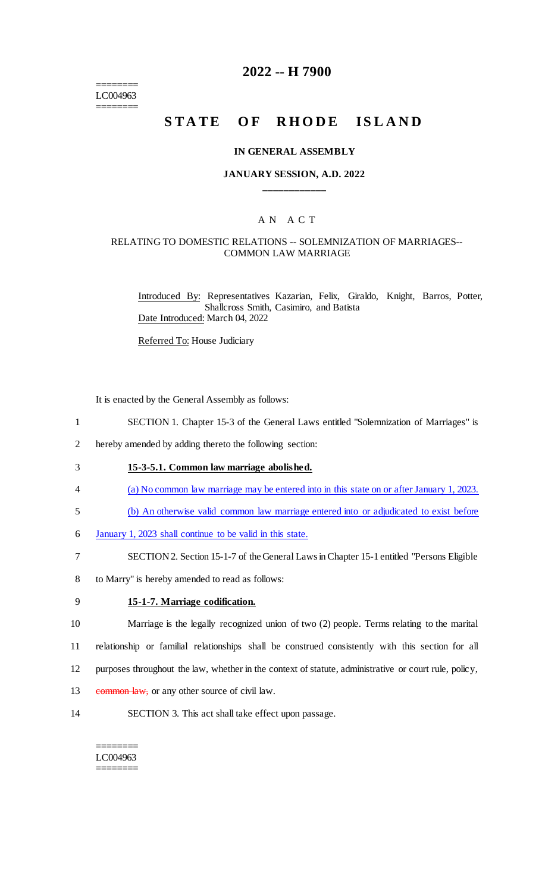========
LC004963
========

# 2022 -- H 7900

## STATE OF RHODE ISLAND

### IN GENERAL ASSEMBLY

### JANUARY SESSION, A.D. 2022

____________

A N A C T

RELATING TO DOMESTIC RELATIONS -- SOLEMNIZATION OF MARRIAGES-- COMMON LAW MARRIAGE

Introduced By: Representatives Kazarian, Felix, Giraldo, Knight, Barros, Potter, Shallcross Smith, Casimiro, and Batista

Date Introduced: March 04, 2022

Referred To: House Judiciary

It is enacted by the General Assembly as follows:

1 SECTION 1. Chapter 15-3 of the General Laws entitled "Solemnization of Marriages" is
2 hereby amended by adding thereto the following section:

3 **15-3-5.1. Common law marriage abolished.**

4 (a) No common law marriage may be entered into in this state on or after January 1, 2023.

5 (b) An otherwise valid common law marriage entered into or adjudicated to exist before
6 January 1, 2023 shall continue to be valid in this state.

7 SECTION 2. Section 15-1-7 of the General Laws in Chapter 15-1 entitled "Persons Eligible
8 to Marry" is hereby amended to read as follows:

9 **15-1-7. Marriage codification.**

10 Marriage is the legally recognized union of two (2) people. Terms relating to the marital
11 relationship or familial relationships shall be construed consistently with this section for all
12 purposes throughout the law, whether in the context of statute, administrative or court rule, policy,
13 ~~common law,~~ or any other source of civil law.

14 SECTION 3. This act shall take effect upon passage.

========
LC004963
========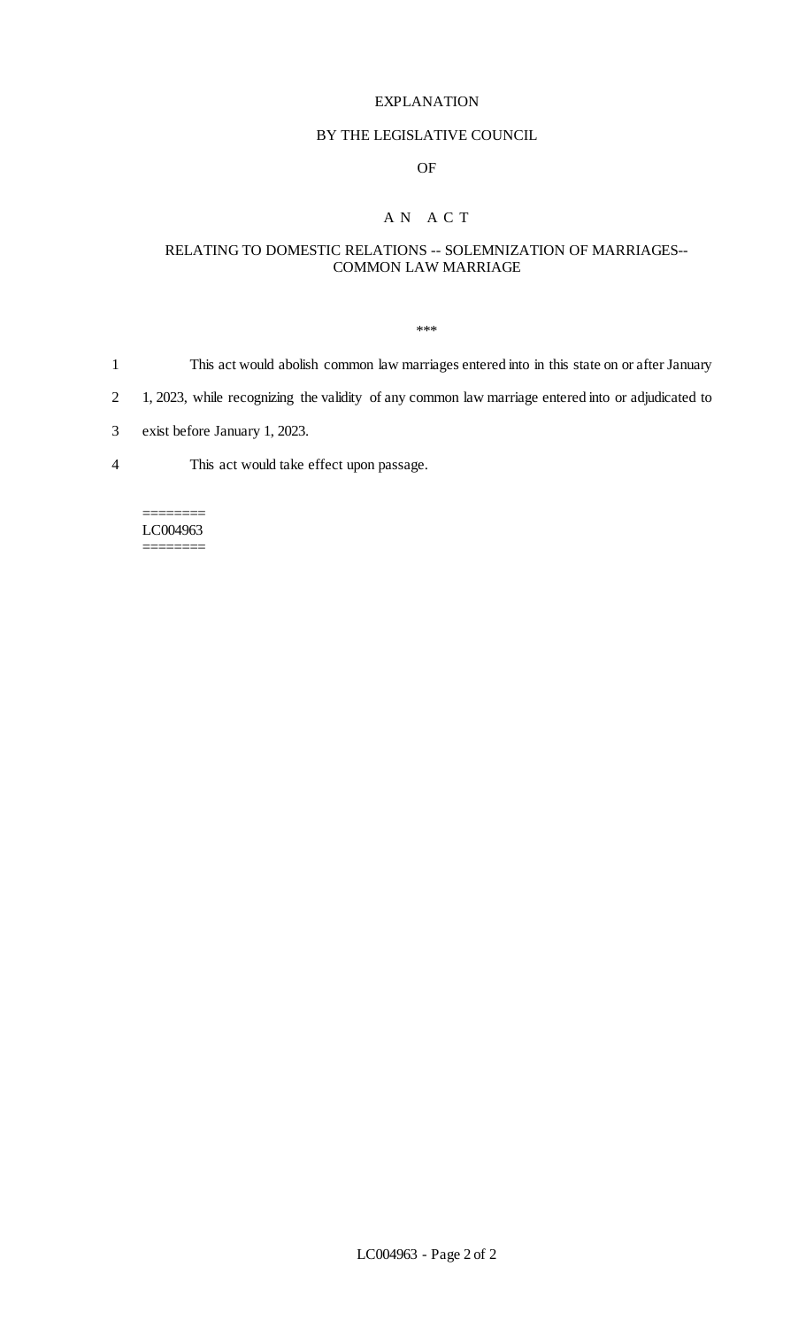EXPLANATION

BY THE LEGISLATIVE COUNCIL

OF

# A N A C T

RELATING TO DOMESTIC RELATIONS -- SOLEMNIZATION OF MARRIAGES-- COMMON LAW MARRIAGE

\*\*\*

1 This act would abolish common law marriages entered into in this state on or after January
2 1, 2023, while recognizing the validity of any common law marriage entered into or adjudicated to
3 exist before January 1, 2023.

4 This act would take effect upon passage.

========
LC004963
========